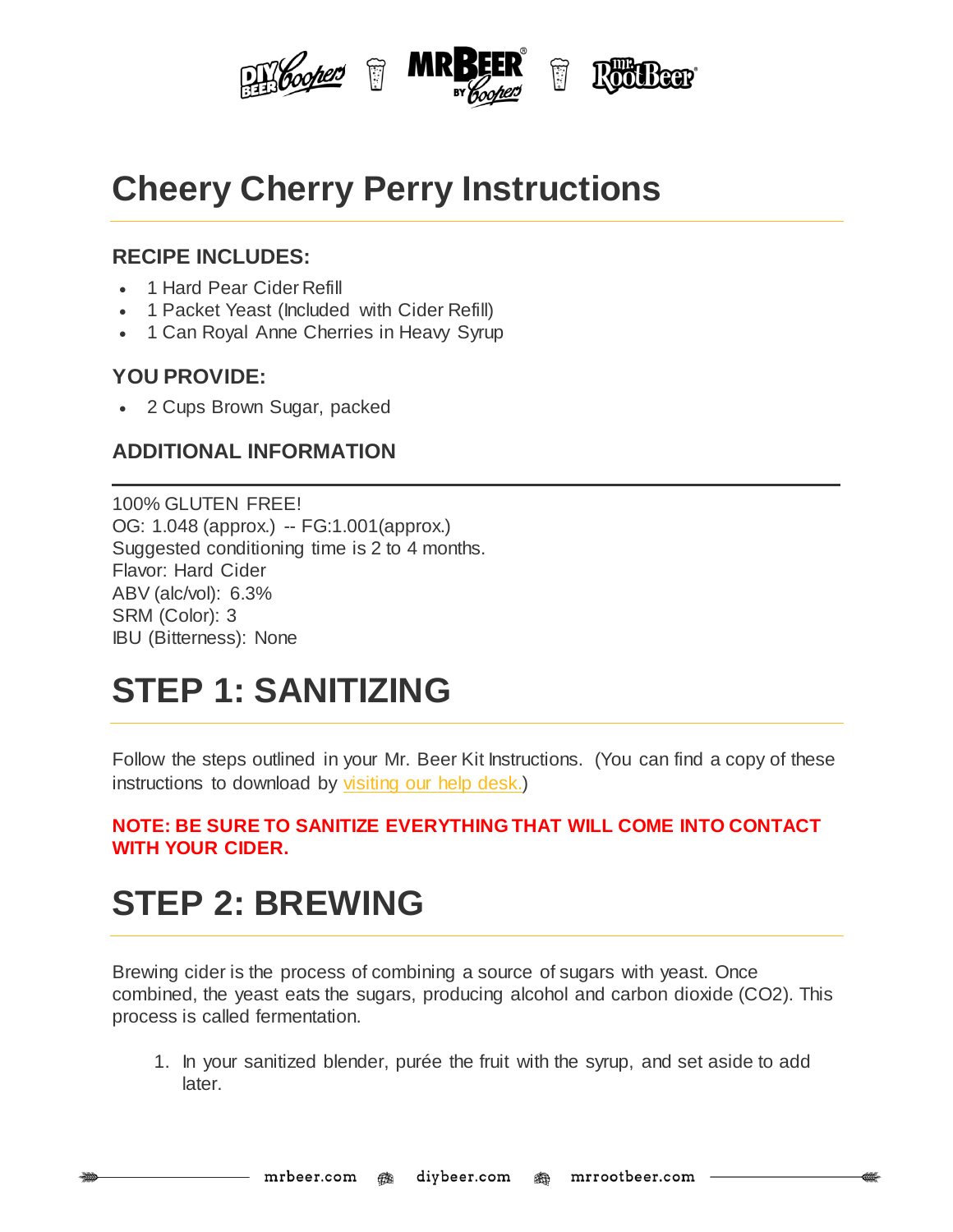# Cheery Cherry Perry Instructions

### RECIPE INCLUDES:

- 1 Hard Pear Cider Refill
- 1 Packet Yeast (Included with Cider Refill)
- 1 Can Royal Anne Cherries in Heavy Syrup

### YOU PROVIDE:

- 2 Cups Brown Sugar, packed

### ADDITIONAL INFORMATION

100% GLUTEN FREE!
OG: 1.048 (approx.) -- FG:1.001(approx.)
Suggested conditioning time is 2 to 4 months.
Flavor: Hard Cider
ABV (alc/vol): 6.3%
SRM (Color): 3
IBU (Bitterness): None

# STEP 1: SANITIZING

Follow the steps outlined in your Mr. Beer Kit Instructions. (You can find a copy of these instructions to download by visiting our help desk.)

**NOTE: BE SURE TO SANITIZE EVERYTHING THAT WILL COME INTO CONTACT WITH YOUR CIDER.**

# STEP 2: BREWING

Brewing cider is the process of combining a source of sugars with yeast. Once combined, the yeast eats the sugars, producing alcohol and carbon dioxide ($CO_2$). This process is called fermentation.

1. In your sanitized blender, purée the fruit with the syrup, and set aside to add later.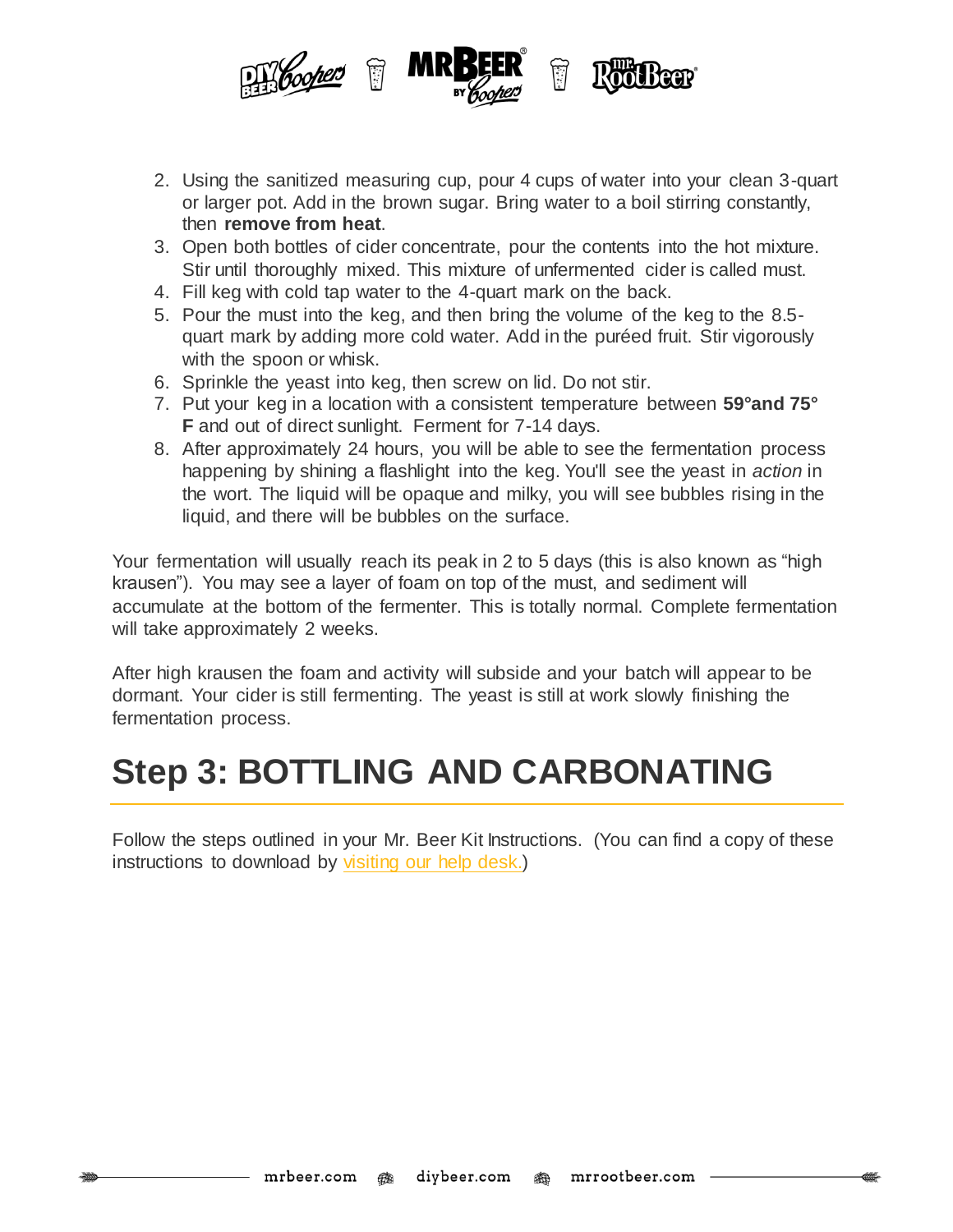2. Using the sanitized measuring cup, pour 4 cups of water into your clean 3-quart or larger pot. Add in the brown sugar. Bring water to a boil stirring constantly, then **remove from heat**.
3. Open both bottles of cider concentrate, pour the contents into the hot mixture. Stir until thoroughly mixed. This mixture of unfermented cider is called must.
4. Fill keg with cold tap water to the 4-quart mark on the back.
5. Pour the must into the keg, and then bring the volume of the keg to the 8.5-quart mark by adding more cold water. Add in the puréed fruit. Stir vigorously with the spoon or whisk.
6. Sprinkle the yeast into keg, then screw on lid. Do not stir.
7. Put your keg in a location with a consistent temperature between **59°and 75° F** and out of direct sunlight. Ferment for 7-14 days.
8. After approximately 24 hours, you will be able to see the fermentation process happening by shining a flashlight into the keg. You'll see the yeast in *action* in the wort. The liquid will be opaque and milky, you will see bubbles rising in the liquid, and there will be bubbles on the surface.

Your fermentation will usually reach its peak in 2 to 5 days (this is also known as “high krausen”). You may see a layer of foam on top of the must, and sediment will accumulate at the bottom of the fermenter. This is totally normal. Complete fermentation will take approximately 2 weeks.

After high krausen the foam and activity will subside and your batch will appear to be dormant. Your cider is still fermenting. The yeast is still at work slowly finishing the fermentation process.

## Step 3: BOTTLING AND CARBONATING

Follow the steps outlined in your Mr. Beer Kit Instructions. (You can find a copy of these instructions to download by visiting our help desk.)